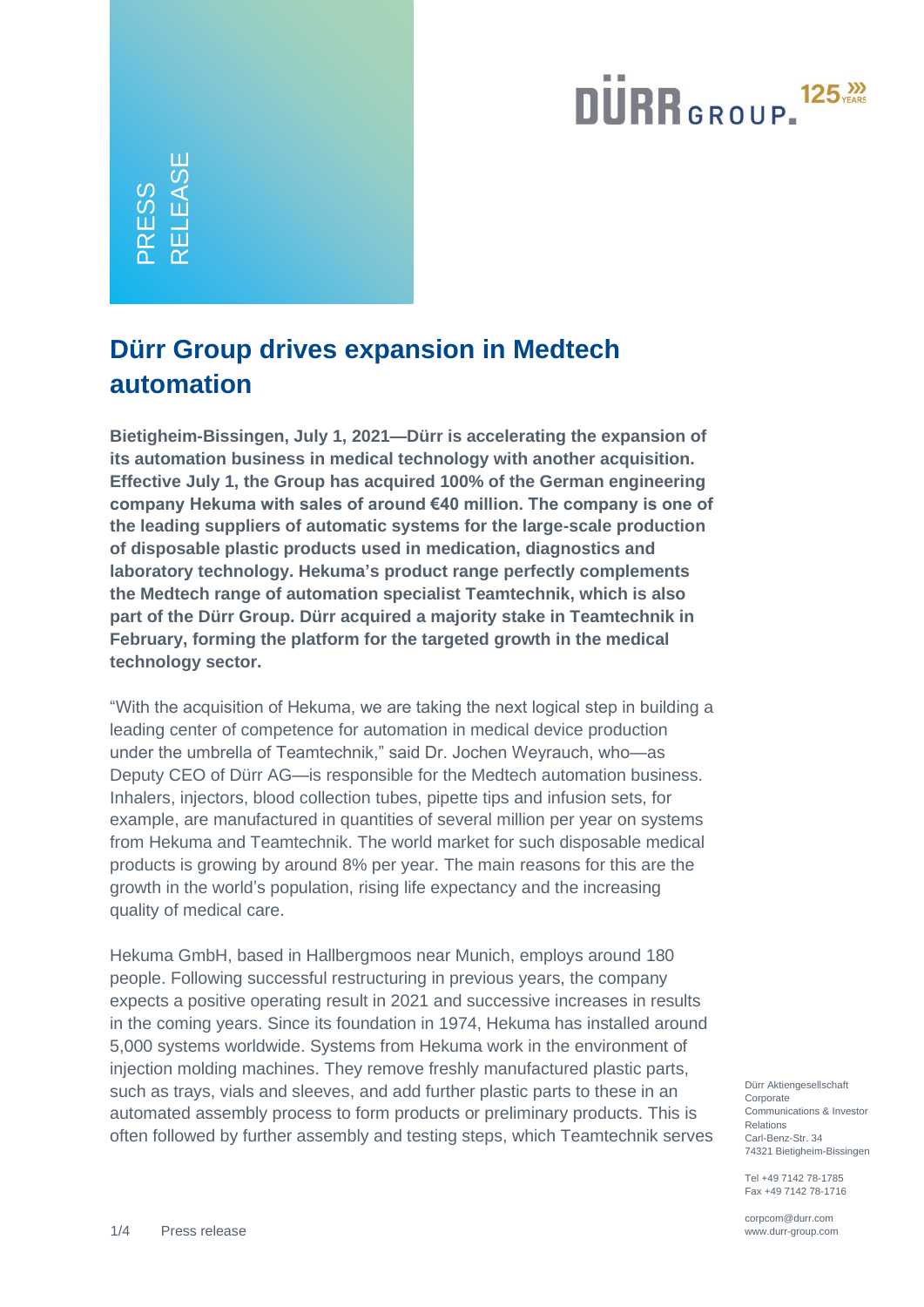PRESS RELEASE

# Dürr Group drives expansion in Medtech automation

**Bietigheim-Bissingen, July 1, 2021—Dürr is accelerating the expansion of its automation business in medical technology with another acquisition. Effective July 1, the Group has acquired 100% of the German engineering company Hekuma with sales of around €40 million. The company is one of the leading suppliers of automatic systems for the large-scale production of disposable plastic products used in medication, diagnostics and laboratory technology. Hekuma's product range perfectly complements the Medtech range of automation specialist Teamtechnik, which is also part of the Dürr Group. Dürr acquired a majority stake in Teamtechnik in February, forming the platform for the targeted growth in the medical technology sector.**

"With the acquisition of Hekuma, we are taking the next logical step in building a leading center of competence for automation in medical device production under the umbrella of Teamtechnik," said Dr. Jochen Weyrauch, who—as Deputy CEO of Dürr AG—is responsible for the Medtech automation business. Inhalers, injectors, blood collection tubes, pipette tips and infusion sets, for example, are manufactured in quantities of several million per year on systems from Hekuma and Teamtechnik. The world market for such disposable medical products is growing by around 8% per year. The main reasons for this are the growth in the world's population, rising life expectancy and the increasing quality of medical care.

Hekuma GmbH, based in Hallbergmoos near Munich, employs around 180 people. Following successful restructuring in previous years, the company expects a positive operating result in 2021 and successive increases in results in the coming years. Since its foundation in 1974, Hekuma has installed around 5,000 systems worldwide. Systems from Hekuma work in the environment of injection molding machines. They remove freshly manufactured plastic parts, such as trays, vials and sleeves, and add further plastic parts to these in an automated assembly process to form products or preliminary products. This is often followed by further assembly and testing steps, which Teamtechnik serves

Dürr Aktiengesellschaft
Corporate Communications & Investor Relations
Carl-Benz-Str. 34
74321 Bietigheim-Bissingen

Tel +49 7142 78-1785
Fax +49 7142 78-1716

corpcom@durr.com
www.durr-group.com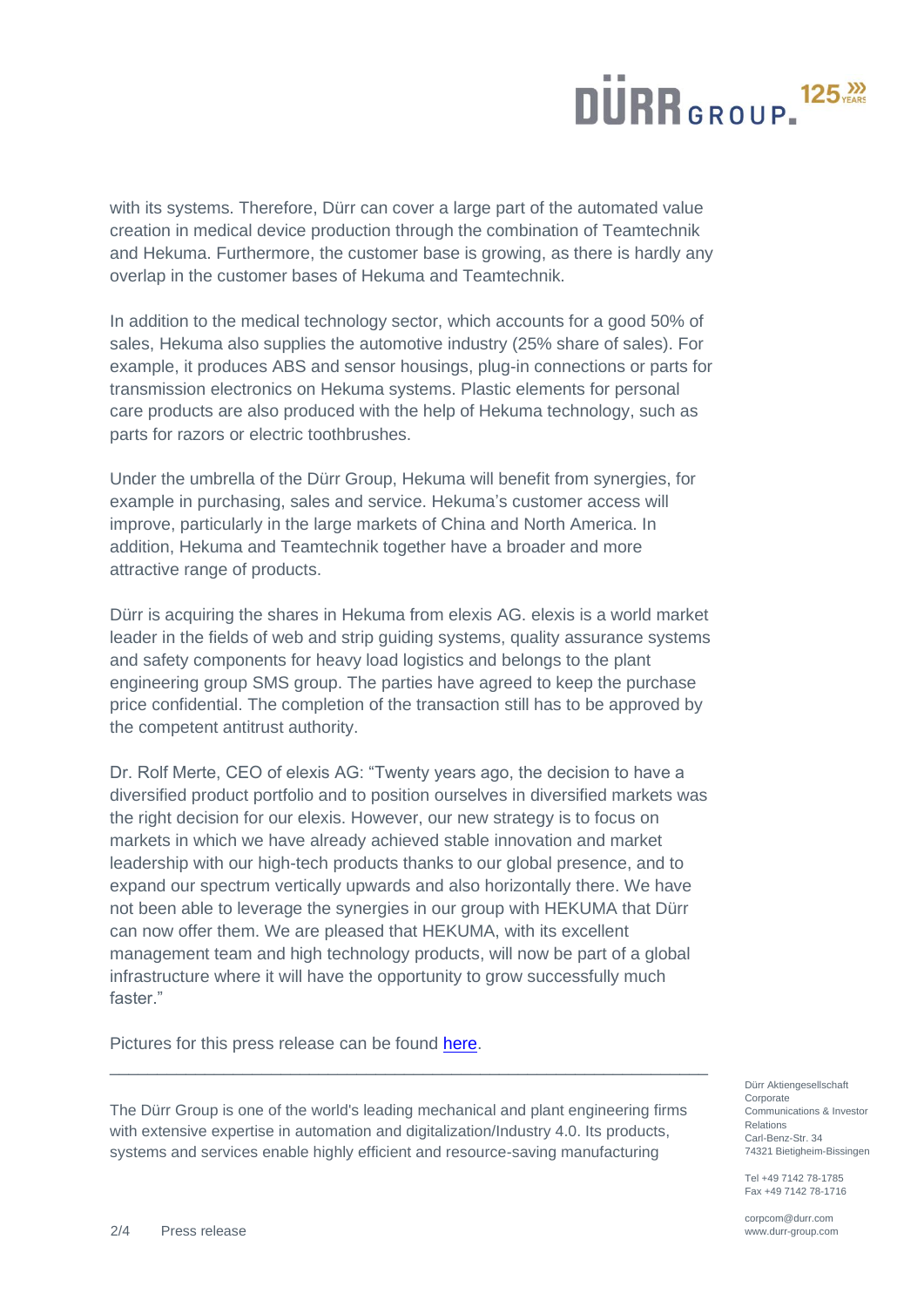with its systems. Therefore, Dürr can cover a large part of the automated value creation in medical device production through the combination of Teamtechnik and Hekuma. Furthermore, the customer base is growing, as there is hardly any overlap in the customer bases of Hekuma and Teamtechnik.

In addition to the medical technology sector, which accounts for a good 50% of sales, Hekuma also supplies the automotive industry (25% share of sales). For example, it produces ABS and sensor housings, plug-in connections or parts for transmission electronics on Hekuma systems. Plastic elements for personal care products are also produced with the help of Hekuma technology, such as parts for razors or electric toothbrushes.

Under the umbrella of the Dürr Group, Hekuma will benefit from synergies, for example in purchasing, sales and service. Hekuma's customer access will improve, particularly in the large markets of China and North America. In addition, Hekuma and Teamtechnik together have a broader and more attractive range of products.

Dürr is acquiring the shares in Hekuma from elexis AG. elexis is a world market leader in the fields of web and strip guiding systems, quality assurance systems and safety components for heavy load logistics and belongs to the plant engineering group SMS group. The parties have agreed to keep the purchase price confidential. The completion of the transaction still has to be approved by the competent antitrust authority.

Dr. Rolf Merte, CEO of elexis AG: "Twenty years ago, the decision to have a diversified product portfolio and to position ourselves in diversified markets was the right decision for our elexis. However, our new strategy is to focus on markets in which we have already achieved stable innovation and market leadership with our high-tech products thanks to our global presence, and to expand our spectrum vertically upwards and also horizontally there. We have not been able to leverage the synergies in our group with HEKUMA that Dürr can now offer them. We are pleased that HEKUMA, with its excellent management team and high technology products, will now be part of a global infrastructure where it will have the opportunity to grow successfully much faster."

Pictures for this press release can be found [here](#).

---

The Dürr Group is one of the world's leading mechanical and plant engineering firms with extensive expertise in automation and digitalization/Industry 4.0. Its products, systems and services enable highly efficient and resource-saving manufacturing

Dürr Aktiengesellschaft
Corporate Communications & Investor Relations
Carl-Benz-Str. 34
74321 Bietigheim-Bissingen

Tel +49 7142 78-1785
Fax +49 7142 78-1716

corpcom@durr.com
www.durr-group.com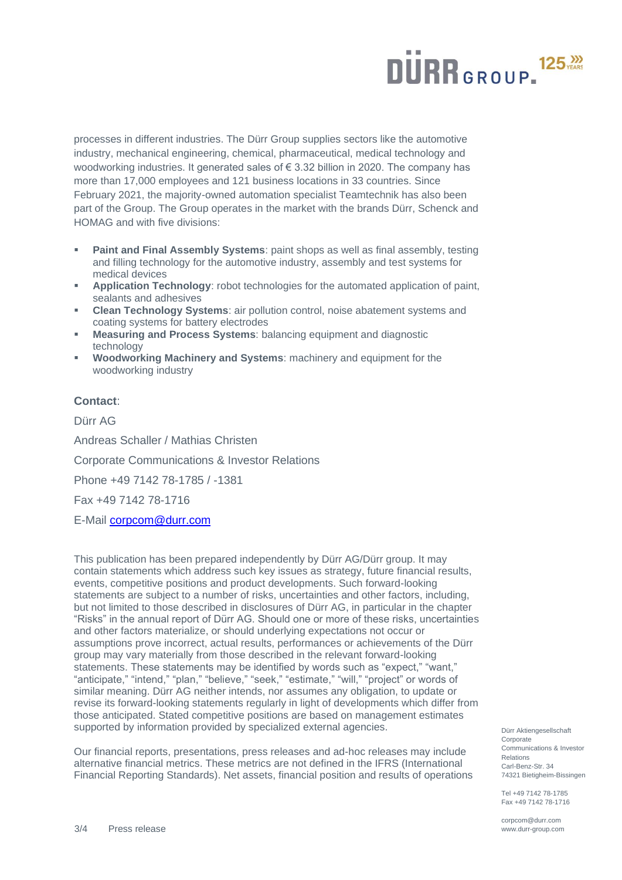processes in different industries. The Dürr Group supplies sectors like the automotive industry, mechanical engineering, chemical, pharmaceutical, medical technology and woodworking industries. It generated sales of € 3.32 billion in 2020. The company has more than 17,000 employees and 121 business locations in 33 countries. Since February 2021, the majority-owned automation specialist Teamtechnik has also been part of the Group. The Group operates in the market with the brands Dürr, Schenck and HOMAG and with five divisions:

- **Paint and Final Assembly Systems**: paint shops as well as final assembly, testing and filling technology for the automotive industry, assembly and test systems for medical devices
- **Application Technology**: robot technologies for the automated application of paint, sealants and adhesives
- **Clean Technology Systems**: air pollution control, noise abatement systems and coating systems for battery electrodes
- **Measuring and Process Systems**: balancing equipment and diagnostic technology
- **Woodworking Machinery and Systems**: machinery and equipment for the woodworking industry

**Contact**:

Dürr AG

Andreas Schaller / Mathias Christen

Corporate Communications & Investor Relations

Phone +49 7142 78-1785 / -1381

Fax +49 7142 78-1716

E-Mail corpcom@durr.com

This publication has been prepared independently by Dürr AG/Dürr group. It may contain statements which address such key issues as strategy, future financial results, events, competitive positions and product developments. Such forward-looking statements are subject to a number of risks, uncertainties and other factors, including, but not limited to those described in disclosures of Dürr AG, in particular in the chapter "Risks" in the annual report of Dürr AG. Should one or more of these risks, uncertainties and other factors materialize, or should underlying expectations not occur or assumptions prove incorrect, actual results, performances or achievements of the Dürr group may vary materially from those described in the relevant forward-looking statements. These statements may be identified by words such as "expect," "want," "anticipate," "intend," "plan," "believe," "seek," "estimate," "will," "project" or words of similar meaning. Dürr AG neither intends, nor assumes any obligation, to update or revise its forward-looking statements regularly in light of developments which differ from those anticipated. Stated competitive positions are based on management estimates supported by information provided by specialized external agencies.

Our financial reports, presentations, press releases and ad-hoc releases may include alternative financial metrics. These metrics are not defined in the IFRS (International Financial Reporting Standards). Net assets, financial position and results of operations

Dürr Aktiengesellschaft
Corporate Communications & Investor Relations
Carl-Benz-Str. 34
74321 Bietigheim-Bissingen

Tel +49 7142 78-1785
Fax +49 7142 78-1716

corpcom@durr.com
www.durr-group.com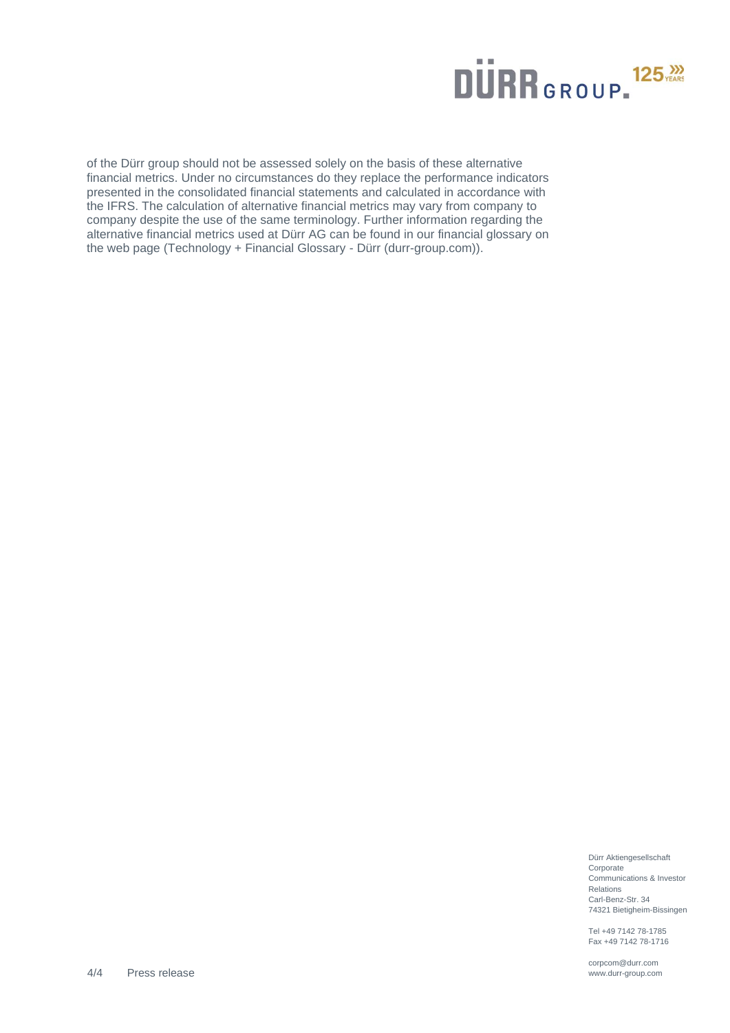of the Dürr group should not be assessed solely on the basis of these alternative financial metrics. Under no circumstances do they replace the performance indicators presented in the consolidated financial statements and calculated in accordance with the IFRS. The calculation of alternative financial metrics may vary from company to company despite the use of the same terminology. Further information regarding the alternative financial metrics used at Dürr AG can be found in our financial glossary on the web page (Technology + Financial Glossary - Dürr (durr-group.com)).

Dürr Aktiengesellschaft
Corporate Communications & Investor Relations
Carl-Benz-Str. 34
74321 Bietigheim-Bissingen

Tel +49 7142 78-1785
Fax +49 7142 78-1716

corpcom@durr.com
www.durr-group.com